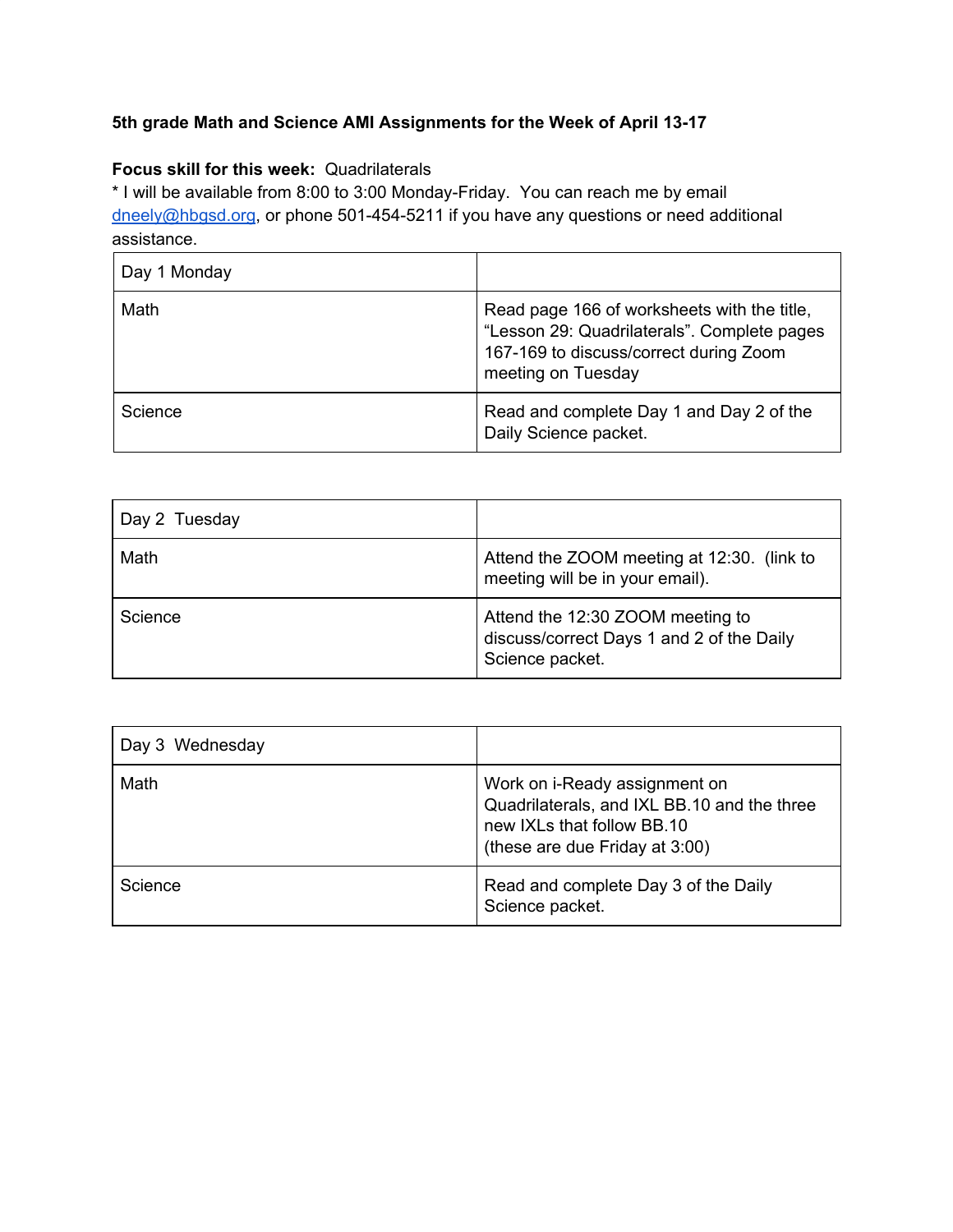**5th grade Math and Science AMI Assignments for the Week of April 13-17**

**Focus skill for this week:** Quadrilaterals

* I will be available from 8:00 to 3:00 Monday-Friday. You can reach me by email dneely@hbgsd.org, or phone 501-454-5211 if you have any questions or need additional assistance.

| Day 1 Monday | |
|---|---|
| Math | Read page 166 of worksheets with the title, “Lesson 29: Quadrilaterals”. Complete pages 167-169 to discuss/correct during Zoom meeting on Tuesday |
| Science | Read and complete Day 1 and Day 2 of the Daily Science packet. |

| Day 2 Tuesday | |
|---|---|
| Math | Attend the ZOOM meeting at 12:30. (link to meeting will be in your email). |
| Science | Attend the 12:30 ZOOM meeting to discuss/correct Days 1 and 2 of the Daily Science packet. |

| Day 3 Wednesday | |
|---|---|
| Math | Work on i-Ready assignment on Quadrilaterals, and IXL BB.10 and the three new IXLs that follow BB.10 (these are due Friday at 3:00) |
| Science | Read and complete Day 3 of the Daily Science packet. |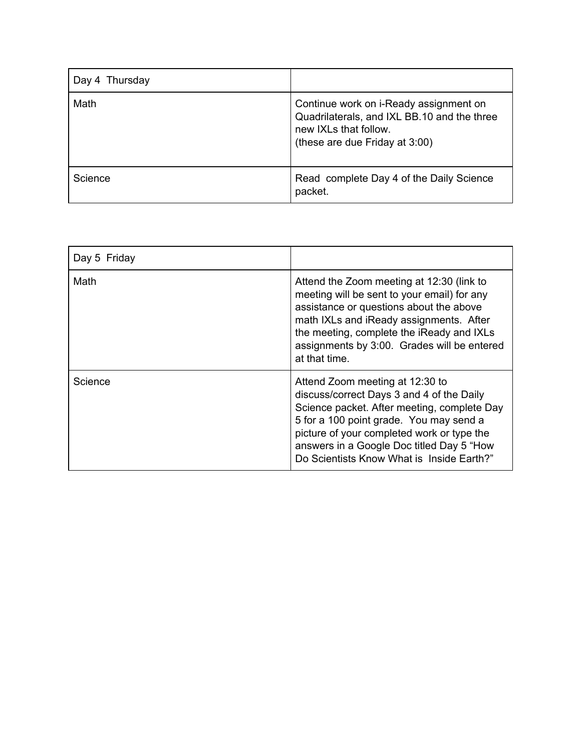| Day 4 Thursday | |
|---|---|
| Math | Continue work on i-Ready assignment on Quadrilaterals, and IXL BB.10 and the three new IXLs that follow.<br>(these are due Friday at 3:00) |
| Science | Read complete Day 4 of the Daily Science packet. |

| Day 5 Friday | |
|---|---|
| Math | Attend the Zoom meeting at 12:30 (link to meeting will be sent to your email) for any assistance or questions about the above math IXLs and iReady assignments. After the meeting, complete the iReady and IXLs assignments by 3:00. Grades will be entered at that time. |
| Science | Attend Zoom meeting at 12:30 to discuss/correct Days 3 and 4 of the Daily Science packet. After meeting, complete Day 5 for a 100 point grade. You may send a picture of your completed work or type the answers in a Google Doc titled Day 5 "How Do Scientists Know What is Inside Earth?" |